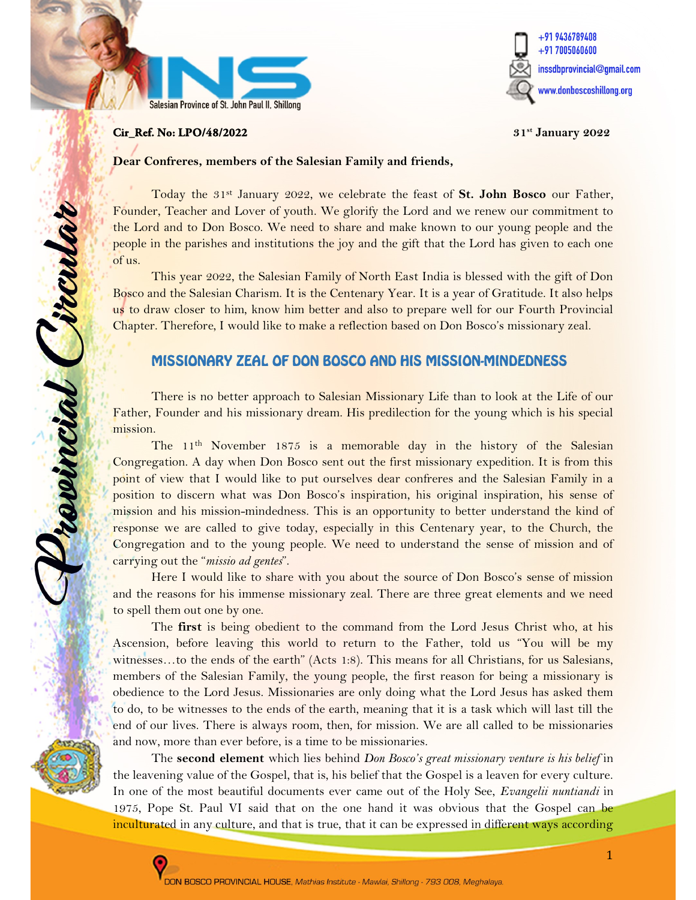INS

Salesian Province of St. John Paul II, Shillong

+91 9436789408
+91 7005060600
inssdbprovincial@gmail.com
www.donboscoshillong.org

Provincial Circular

**Cir_Ref. No: LPO/48/2022** **31st January 2022**

**Dear Confreres, members of the Salesian Family and friends,**

Today the 31st January 2022, we celebrate the feast of **St. John Bosco** our Father, Founder, Teacher and Lover of youth. We glorify the Lord and we renew our commitment to the Lord and to Don Bosco. We need to share and make known to our young people and the people in the parishes and institutions the joy and the gift that the Lord has given to each one of us.

This year 2022, the Salesian Family of North East India is blessed with the gift of Don Bosco and the Salesian Charism. It is the Centenary Year. It is a year of Gratitude. It also helps us to draw closer to him, know him better and also to prepare well for our Fourth Provincial Chapter. Therefore, I would like to make a reflection based on Don Bosco's missionary zeal.

## MISSIONARY ZEAL OF DON BOSCO AND HIS MISSION-MINDEDNESS

There is no better approach to Salesian Missionary Life than to look at the Life of our Father, Founder and his missionary dream. His predilection for the young which is his special mission.

The 11th November 1875 is a memorable day in the history of the Salesian Congregation. A day when Don Bosco sent out the first missionary expedition. It is from this point of view that I would like to put ourselves dear confreres and the Salesian Family in a position to discern what was Don Bosco's inspiration, his original inspiration, his sense of mission and his mission-mindedness. This is an opportunity to better understand the kind of response we are called to give today, especially in this Centenary year, to the Church, the Congregation and to the young people. We need to understand the sense of mission and of carrying out the "*missio ad gentes*".

Here I would like to share with you about the source of Don Bosco's sense of mission and the reasons for his immense missionary zeal. There are three great elements and we need to spell them out one by one.

The **first** is being obedient to the command from the Lord Jesus Christ who, at his Ascension, before leaving this world to return to the Father, told us "You will be my witnesses…to the ends of the earth" (Acts 1:8). This means for all Christians, for us Salesians, members of the Salesian Family, the young people, the first reason for being a missionary is obedience to the Lord Jesus. Missionaries are only doing what the Lord Jesus has asked them to do, to be witnesses to the ends of the earth, meaning that it is a task which will last till the end of our lives. There is always room, then, for mission. We are all called to be missionaries and now, more than ever before, is a time to be missionaries.

The **second element** which lies behind *Don Bosco's great missionary venture is his belief* in the leavening value of the Gospel, that is, his belief that the Gospel is a leaven for every culture. In one of the most beautiful documents ever came out of the Holy See, *Evangelii nuntiandi* in 1975, Pope St. Paul VI said that on the one hand it was obvious that the Gospel can be inculturated in any culture, and that is true, that it can be expressed in different ways according

DON BOSCO PROVINCIAL HOUSE, *Mathias Institute - Mawlai, Shillong - 793 008, Meghalaya.*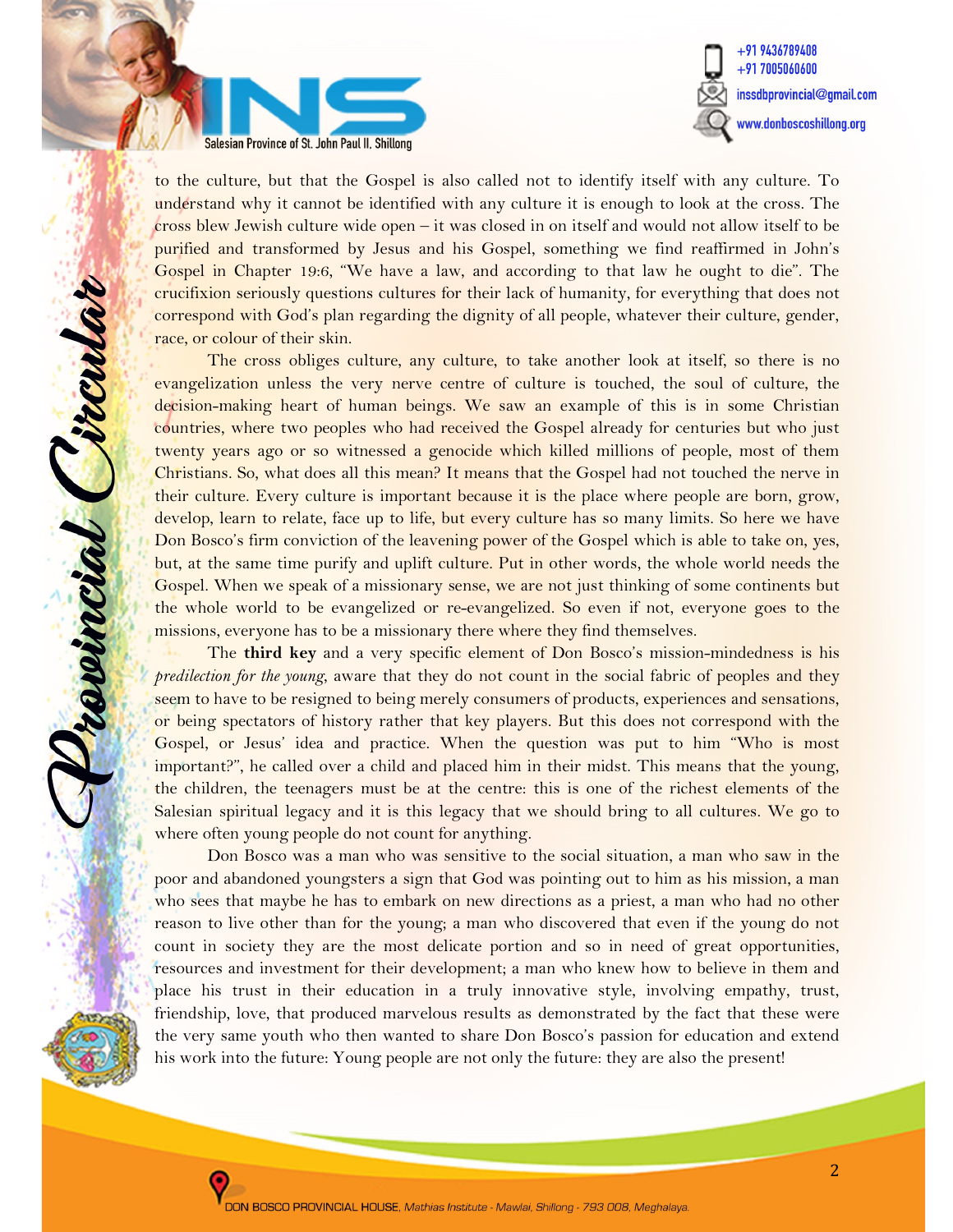to the culture, but that the Gospel is also called not to identify itself with any culture. To understand why it cannot be identified with any culture it is enough to look at the cross. The cross blew Jewish culture wide open – it was closed in on itself and would not allow itself to be purified and transformed by Jesus and his Gospel, something we find reaffirmed in John's Gospel in Chapter 19:6, "We have a law, and according to that law he ought to die". The crucifixion seriously questions cultures for their lack of humanity, for everything that does not correspond with God's plan regarding the dignity of all people, whatever their culture, gender, race, or colour of their skin.

The cross obliges culture, any culture, to take another look at itself, so there is no evangelization unless the very nerve centre of culture is touched, the soul of culture, the decision-making heart of human beings. We saw an example of this is in some Christian countries, where two peoples who had received the Gospel already for centuries but who just twenty years ago or so witnessed a genocide which killed millions of people, most of them Christians. So, what does all this mean? It means that the Gospel had not touched the nerve in their culture. Every culture is important because it is the place where people are born, grow, develop, learn to relate, face up to life, but every culture has so many limits. So here we have Don Bosco's firm conviction of the leavening power of the Gospel which is able to take on, yes, but, at the same time purify and uplift culture. Put in other words, the whole world needs the Gospel. When we speak of a missionary sense, we are not just thinking of some continents but the whole world to be evangelized or re-evangelized. So even if not, everyone goes to the missions, everyone has to be a missionary there where they find themselves.

The **third key** and a very specific element of Don Bosco's mission-mindedness is his *predilection for the young*, aware that they do not count in the social fabric of peoples and they seem to have to be resigned to being merely consumers of products, experiences and sensations, or being spectators of history rather that key players. But this does not correspond with the Gospel, or Jesus' idea and practice. When the question was put to him "Who is most important?", he called over a child and placed him in their midst. This means that the young, the children, the teenagers must be at the centre: this is one of the richest elements of the Salesian spiritual legacy and it is this legacy that we should bring to all cultures. We go to where often young people do not count for anything.

Don Bosco was a man who was sensitive to the social situation, a man who saw in the poor and abandoned youngsters a sign that God was pointing out to him as his mission, a man who sees that maybe he has to embark on new directions as a priest, a man who had no other reason to live other than for the young; a man who discovered that even if the young do not count in society they are the most delicate portion and so in need of great opportunities, resources and investment for their development; a man who knew how to believe in them and place his trust in their education in a truly innovative style, involving empathy, trust, friendship, love, that produced marvelous results as demonstrated by the fact that these were the very same youth who then wanted to share Don Bosco's passion for education and extend his work into the future: Young people are not only the future: they are also the present!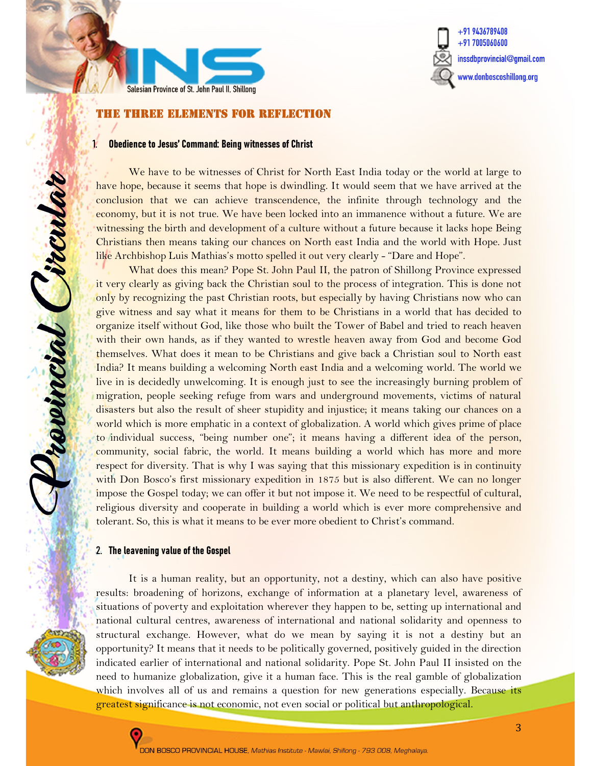## THE THREE ELEMENTS FOR REFLECTION

### 1. Obedience to Jesus' Command: Being witnesses of Christ

We have to be witnesses of Christ for North East India today or the world at large to have hope, because it seems that hope is dwindling. It would seem that we have arrived at the conclusion that we can achieve transcendence, the infinite through technology and the economy, but it is not true. We have been locked into an immanence without a future. We are witnessing the birth and development of a culture without a future because it lacks hope Being Christians then means taking our chances on North east India and the world with Hope. Just like Archbishop Luis Mathias's motto spelled it out very clearly - "Dare and Hope".

What does this mean? Pope St. John Paul II, the patron of Shillong Province expressed it very clearly as giving back the Christian soul to the process of integration. This is done not only by recognizing the past Christian roots, but especially by having Christians now who can give witness and say what it means for them to be Christians in a world that has decided to organize itself without God, like those who built the Tower of Babel and tried to reach heaven with their own hands, as if they wanted to wrestle heaven away from God and become God themselves. What does it mean to be Christians and give back a Christian soul to North east India? It means building a welcoming North east India and a welcoming world. The world we live in is decidedly unwelcoming. It is enough just to see the increasingly burning problem of migration, people seeking refuge from wars and underground movements, victims of natural disasters but also the result of sheer stupidity and injustice; it means taking our chances on a world which is more emphatic in a context of globalization. A world which gives prime of place to individual success, "being number one"; it means having a different idea of the person, community, social fabric, the world. It means building a world which has more and more respect for diversity. That is why I was saying that this missionary expedition is in continuity with Don Bosco's first missionary expedition in 1875 but is also different. We can no longer impose the Gospel today; we can offer it but not impose it. We need to be respectful of cultural, religious diversity and cooperate in building a world which is ever more comprehensive and tolerant. So, this is what it means to be ever more obedient to Christ's command.

### 2. The leavening value of the Gospel

It is a human reality, but an opportunity, not a destiny, which can also have positive results: broadening of horizons, exchange of information at a planetary level, awareness of situations of poverty and exploitation wherever they happen to be, setting up international and national cultural centres, awareness of international and national solidarity and openness to structural exchange. However, what do we mean by saying it is not a destiny but an opportunity? It means that it needs to be politically governed, positively guided in the direction indicated earlier of international and national solidarity. Pope St. John Paul II insisted on the need to humanize globalization, give it a human face. This is the real gamble of globalization which involves all of us and remains a question for new generations especially. Because its greatest significance is not economic, not even social or political but anthropological.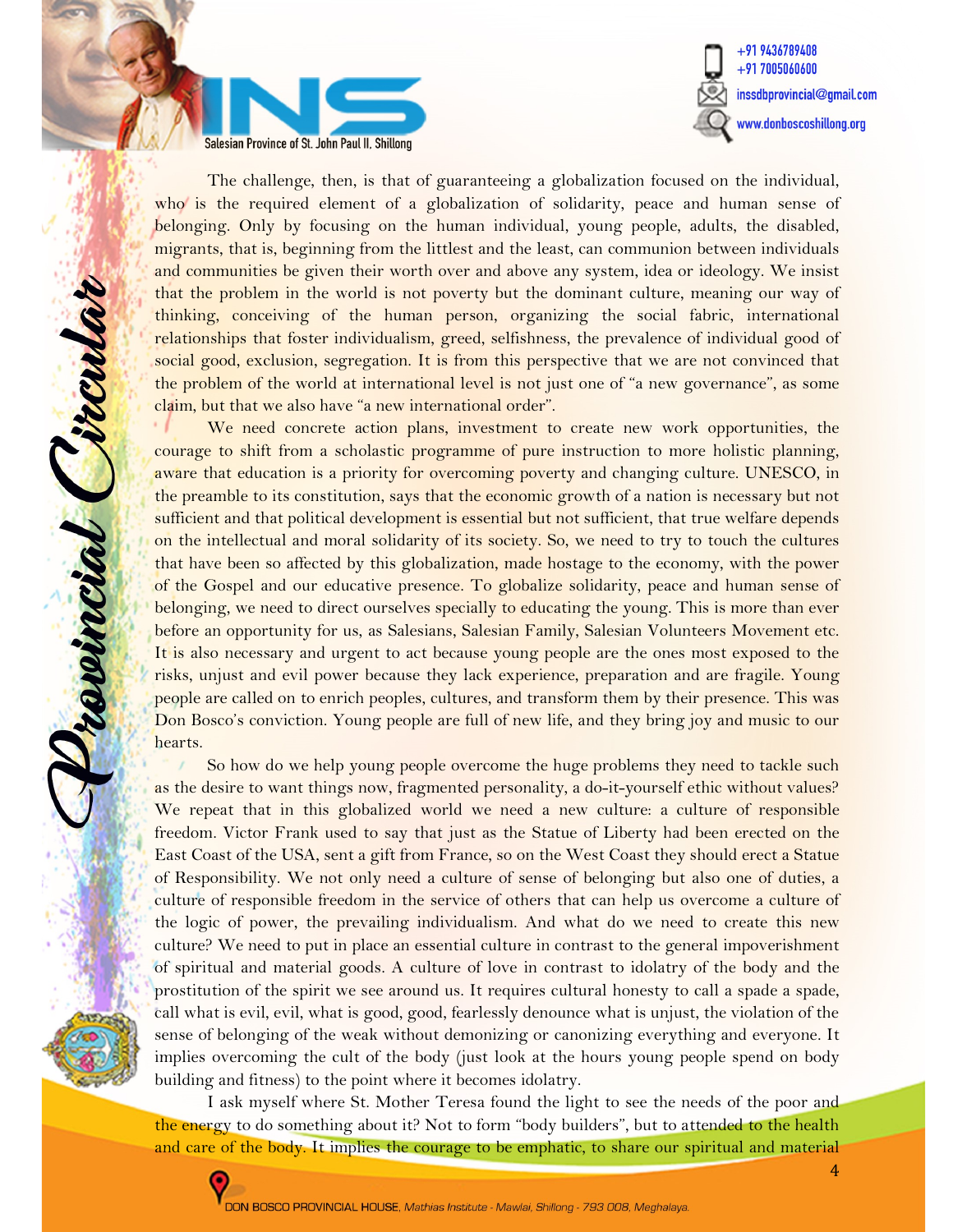The challenge, then, is that of guaranteeing a globalization focused on the individual, who is the required element of a globalization of solidarity, peace and human sense of belonging. Only by focusing on the human individual, young people, adults, the disabled, migrants, that is, beginning from the littlest and the least, can communion between individuals and communities be given their worth over and above any system, idea or ideology. We insist that the problem in the world is not poverty but the dominant culture, meaning our way of thinking, conceiving of the human person, organizing the social fabric, international relationships that foster individualism, greed, selfishness, the prevalence of individual good of social good, exclusion, segregation. It is from this perspective that we are not convinced that the problem of the world at international level is not just one of "a new governance", as some claim, but that we also have "a new international order".

We need concrete action plans, investment to create new work opportunities, the courage to shift from a scholastic programme of pure instruction to more holistic planning, aware that education is a priority for overcoming poverty and changing culture. UNESCO, in the preamble to its constitution, says that the economic growth of a nation is necessary but not sufficient and that political development is essential but not sufficient, that true welfare depends on the intellectual and moral solidarity of its society. So, we need to try to touch the cultures that have been so affected by this globalization, made hostage to the economy, with the power of the Gospel and our educative presence. To globalize solidarity, peace and human sense of belonging, we need to direct ourselves specially to educating the young. This is more than ever before an opportunity for us, as Salesians, Salesian Family, Salesian Volunteers Movement etc. It is also necessary and urgent to act because young people are the ones most exposed to the risks, unjust and evil power because they lack experience, preparation and are fragile. Young people are called on to enrich peoples, cultures, and transform them by their presence. This was Don Bosco's conviction. Young people are full of new life, and they bring joy and music to our hearts.

So how do we help young people overcome the huge problems they need to tackle such as the desire to want things now, fragmented personality, a do-it-yourself ethic without values? We repeat that in this globalized world we need a new culture: a culture of responsible freedom. Victor Frank used to say that just as the Statue of Liberty had been erected on the East Coast of the USA, sent a gift from France, so on the West Coast they should erect a Statue of Responsibility. We not only need a culture of sense of belonging but also one of duties, a culture of responsible freedom in the service of others that can help us overcome a culture of the logic of power, the prevailing individualism. And what do we need to create this new culture? We need to put in place an essential culture in contrast to the general impoverishment of spiritual and material goods. A culture of love in contrast to idolatry of the body and the prostitution of the spirit we see around us. It requires cultural honesty to call a spade a spade, call what is evil, evil, what is good, good, fearlessly denounce what is unjust, the violation of the sense of belonging of the weak without demonizing or canonizing everything and everyone. It implies overcoming the cult of the body (just look at the hours young people spend on body building and fitness) to the point where it becomes idolatry.

I ask myself where St. Mother Teresa found the light to see the needs of the poor and the energy to do something about it? Not to form "body builders", but to attended to the health and care of the body. It implies the courage to be emphatic, to share our spiritual and material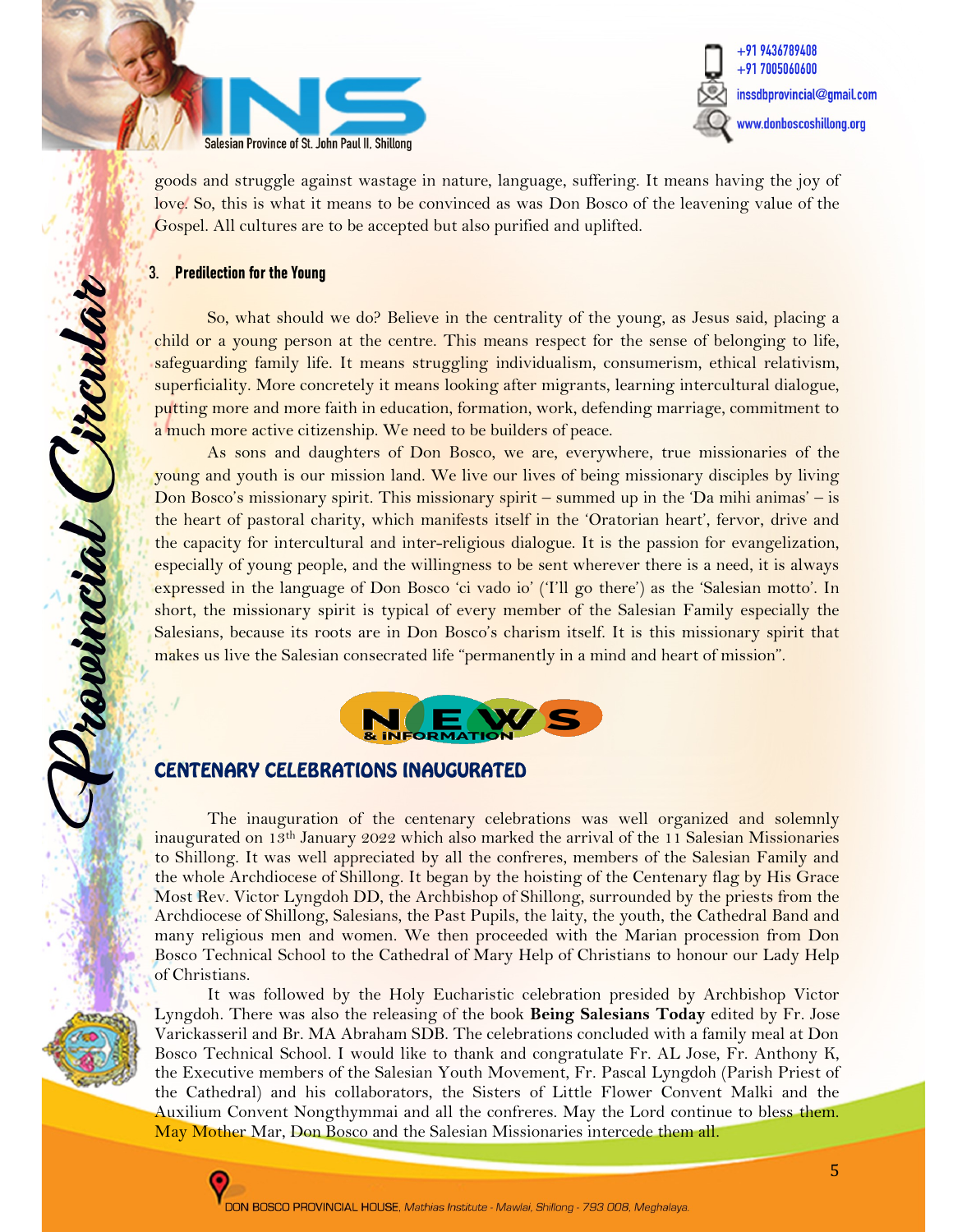goods and struggle against wastage in nature, language, suffering. It means having the joy of love. So, this is what it means to be convinced as was Don Bosco of the leavening value of the Gospel. All cultures are to be accepted but also purified and uplifted.

### 3. Predilection for the Young

So, what should we do? Believe in the centrality of the young, as Jesus said, placing a child or a young person at the centre. This means respect for the sense of belonging to life, safeguarding family life. It means struggling individualism, consumerism, ethical relativism, superficiality. More concretely it means looking after migrants, learning intercultural dialogue, putting more and more faith in education, formation, work, defending marriage, commitment to a much more active citizenship. We need to be builders of peace.

As sons and daughters of Don Bosco, we are, everywhere, true missionaries of the young and youth is our mission land. We live our lives of being missionary disciples by living Don Bosco's missionary spirit. This missionary spirit – summed up in the 'Da mihi animas' – is the heart of pastoral charity, which manifests itself in the 'Oratorian heart', fervor, drive and the capacity for intercultural and inter-religious dialogue. It is the passion for evangelization, especially of young people, and the willingness to be sent wherever there is a need, it is always expressed in the language of Don Bosco 'ci vado io' ('I'll go there') as the 'Salesian motto'. In short, the missionary spirit is typical of every member of the Salesian Family especially the Salesians, because its roots are in Don Bosco's charism itself. It is this missionary spirit that makes us live the Salesian consecrated life "permanently in a mind and heart of mission".

## NEWS & INFORMATION

## CENTENARY CELEBRATIONS INAUGURATED

The inauguration of the centenary celebrations was well organized and solemnly inaugurated on 13th January 2022 which also marked the arrival of the 11 Salesian Missionaries to Shillong. It was well appreciated by all the confreres, members of the Salesian Family and the whole Archdiocese of Shillong. It began by the hoisting of the Centenary flag by His Grace Most Rev. Victor Lyngdoh DD, the Archbishop of Shillong, surrounded by the priests from the Archdiocese of Shillong, Salesians, the Past Pupils, the laity, the youth, the Cathedral Band and many religious men and women. We then proceeded with the Marian procession from Don Bosco Technical School to the Cathedral of Mary Help of Christians to honour our Lady Help of Christians.

It was followed by the Holy Eucharistic celebration presided by Archbishop Victor Lyngdoh. There was also the releasing of the book **Being Salesians Today** edited by Fr. Jose Varickasseril and Br. MA Abraham SDB. The celebrations concluded with a family meal at Don Bosco Technical School. I would like to thank and congratulate Fr. AL Jose, Fr. Anthony K, the Executive members of the Salesian Youth Movement, Fr. Pascal Lyngdoh (Parish Priest of the Cathedral) and his collaborators, the Sisters of Little Flower Convent Malki and the Auxilium Convent Nongthymmai and all the confreres. May the Lord continue to bless them. May Mother Mar, Don Bosco and the Salesian Missionaries intercede them all.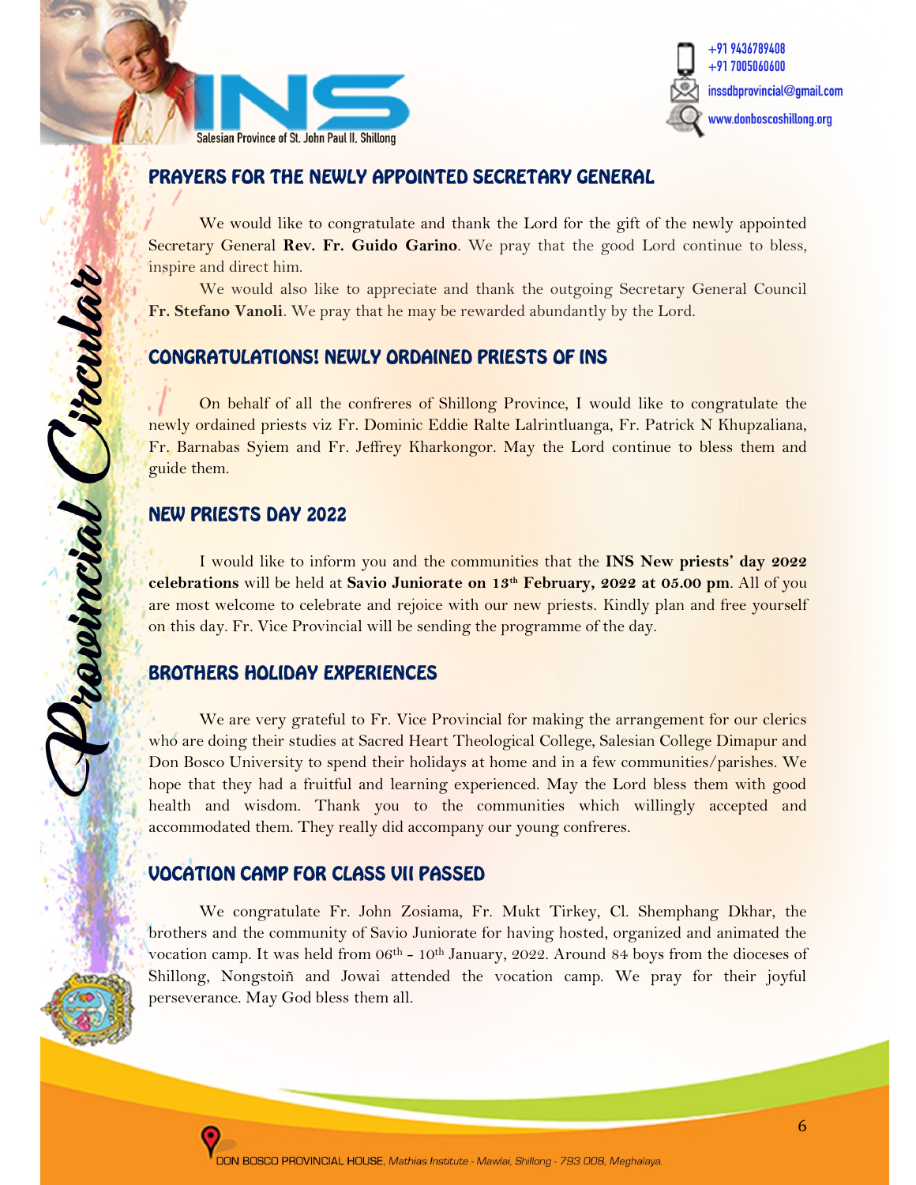## PRAYERS FOR THE NEWLY APPOINTED SECRETARY GENERAL

We would like to congratulate and thank the Lord for the gift of the newly appointed Secretary General **Rev. Fr. Guido Garino**. We pray that the good Lord continue to bless, inspire and direct him.

We would also like to appreciate and thank the outgoing Secretary General Council **Fr. Stefano Vanoli**. We pray that he may be rewarded abundantly by the Lord.

## CONGRATULATIONS! NEWLY ORDAINED PRIESTS OF INS

On behalf of all the confreres of Shillong Province, I would like to congratulate the newly ordained priests viz Fr. Dominic Eddie Ralte Lalrintluanga, Fr. Patrick N Khupzaliana, Fr. Barnabas Syiem and Fr. Jeffrey Kharkongor. May the Lord continue to bless them and guide them.

## NEW PRIESTS DAY 2022

I would like to inform you and the communities that the **INS New priests' day 2022 celebrations** will be held at **Savio Juniorate on 13th February, 2022 at 05.00 pm**. All of you are most welcome to celebrate and rejoice with our new priests. Kindly plan and free yourself on this day. Fr. Vice Provincial will be sending the programme of the day.

## BROTHERS HOLIDAY EXPERIENCES

We are very grateful to Fr. Vice Provincial for making the arrangement for our clerics who are doing their studies at Sacred Heart Theological College, Salesian College Dimapur and Don Bosco University to spend their holidays at home and in a few communities/parishes. We hope that they had a fruitful and learning experienced. May the Lord bless them with good health and wisdom. Thank you to the communities which willingly accepted and accommodated them. They really did accompany our young confreres.

## VOCATION CAMP FOR CLASS VII PASSED

We congratulate Fr. John Zosiama, Fr. Mukt Tirkey, Cl. Shemphang Dkhar, the brothers and the community of Savio Juniorate for having hosted, organized and animated the vocation camp. It was held from 06th - 10th January, 2022. Around 84 boys from the dioceses of Shillong, Nongstoiñ and Jowai attended the vocation camp. We pray for their joyful perseverance. May God bless them all.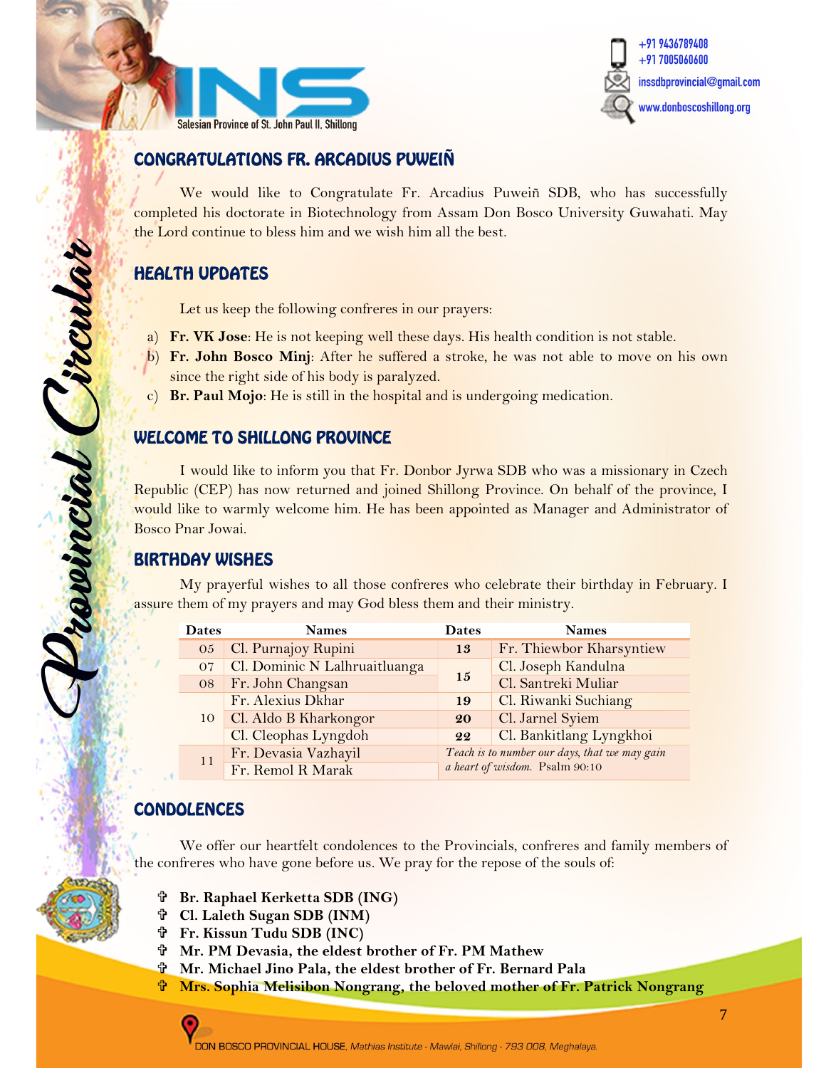## CONGRATULATIONS FR. ARCADIUS PUWEIÑ

We would like to Congratulate Fr. Arcadius Puweiñ SDB, who has successfully completed his doctorate in Biotechnology from Assam Don Bosco University Guwahati. May the Lord continue to bless him and we wish him all the best.

## HEALTH UPDATES

Let us keep the following confreres in our prayers:

a) **Fr. VK Jose**: He is not keeping well these days. His health condition is not stable.
b) **Fr. John Bosco Minj**: After he suffered a stroke, he was not able to move on his own since the right side of his body is paralyzed.
c) **Br. Paul Mojo**: He is still in the hospital and is undergoing medication.

## WELCOME TO SHILLONG PROVINCE

I would like to inform you that Fr. Donbor Jyrwa SDB who was a missionary in Czech Republic (CEP) has now returned and joined Shillong Province. On behalf of the province, I would like to warmly welcome him. He has been appointed as Manager and Administrator of Bosco Pnar Jowai.

## BIRTHDAY WISHES

My prayerful wishes to all those confreres who celebrate their birthday in February. I assure them of my prayers and may God bless them and their ministry.

| Dates | Names | Dates | Names |
|---|---|---|---|
| 05 | Cl. Purnajoy Rupini | **13** | Fr. Thiewbor Kharsyntiew |
| 07 | Cl. Dominic N Lalhruaitluanga | **15** | Cl. Joseph Kandulna |
| 08 | Fr. John Changsan | | Cl. Santreki Muliar |
| 10 | Fr. Alexius Dkhar | **19** | Cl. Riwanki Suchiang |
| | Cl. Aldo B Kharkongor | **20** | Cl. Jarnel Syiem |
| | Cl. Cleophas Lyngdoh | **22** | Cl. Bankitlang Lyngkhoi |
| 11 | Fr. Devasia Vazhayil | *Teach is to number our days, that we may gain a heart of wisdom.* Psalm 90:10 | |
| | Fr. Remol R Marak | | |

## CONDOLENCES

We offer our heartfelt condolences to the Provincials, confreres and family members of the confreres who have gone before us. We pray for the repose of the souls of:

- ✞ **Br. Raphael Kerketta SDB (ING)**
- ✞ **Cl. Laleth Sugan SDB (INM)**
- ✞ **Fr. Kissun Tudu SDB (INC)**
- ✞ **Mr. PM Devasia, the eldest brother of Fr. PM Mathew**
- ✞ **Mr. Michael Jino Pala, the eldest brother of Fr. Bernard Pala**
- ✞ **Mrs. Sophia Melisibon Nongrang, the beloved mother of Fr. Patrick Nongrang**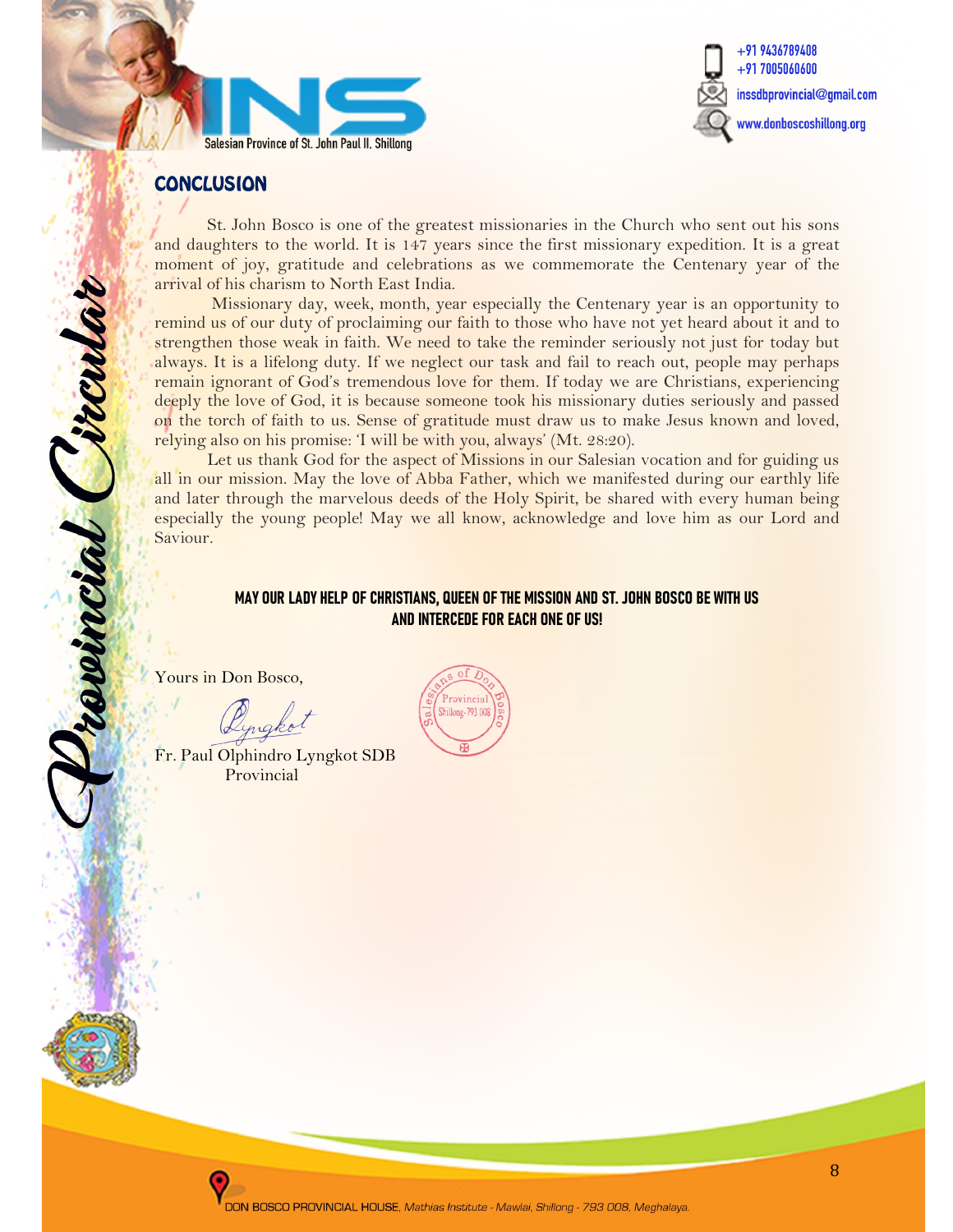## CONCLUSION

St. John Bosco is one of the greatest missionaries in the Church who sent out his sons and daughters to the world. It is 147 years since the first missionary expedition. It is a great moment of joy, gratitude and celebrations as we commemorate the Centenary year of the arrival of his charism to North East India.

Missionary day, week, month, year especially the Centenary year is an opportunity to remind us of our duty of proclaiming our faith to those who have not yet heard about it and to strengthen those weak in faith. We need to take the reminder seriously not just for today but always. It is a lifelong duty. If we neglect our task and fail to reach out, people may perhaps remain ignorant of God's tremendous love for them. If today we are Christians, experiencing deeply the love of God, it is because someone took his missionary duties seriously and passed on the torch of faith to us. Sense of gratitude must draw us to make Jesus known and loved, relying also on his promise: 'I will be with you, always' (Mt. 28:20).

Let us thank God for the aspect of Missions in our Salesian vocation and for guiding us all in our mission. May the love of Abba Father, which we manifested during our earthly life and later through the marvelous deeds of the Holy Spirit, be shared with every human being especially the young people! May we all know, acknowledge and love him as our Lord and Saviour.

**MAY OUR LADY HELP OF CHRISTIANS, QUEEN OF THE MISSION AND ST. JOHN BOSCO BE WITH US AND INTERCEDE FOR EACH ONE OF US!**

Yours in Don Bosco,

Fr. Paul Olphindro Lyngkot SDB
Provincial